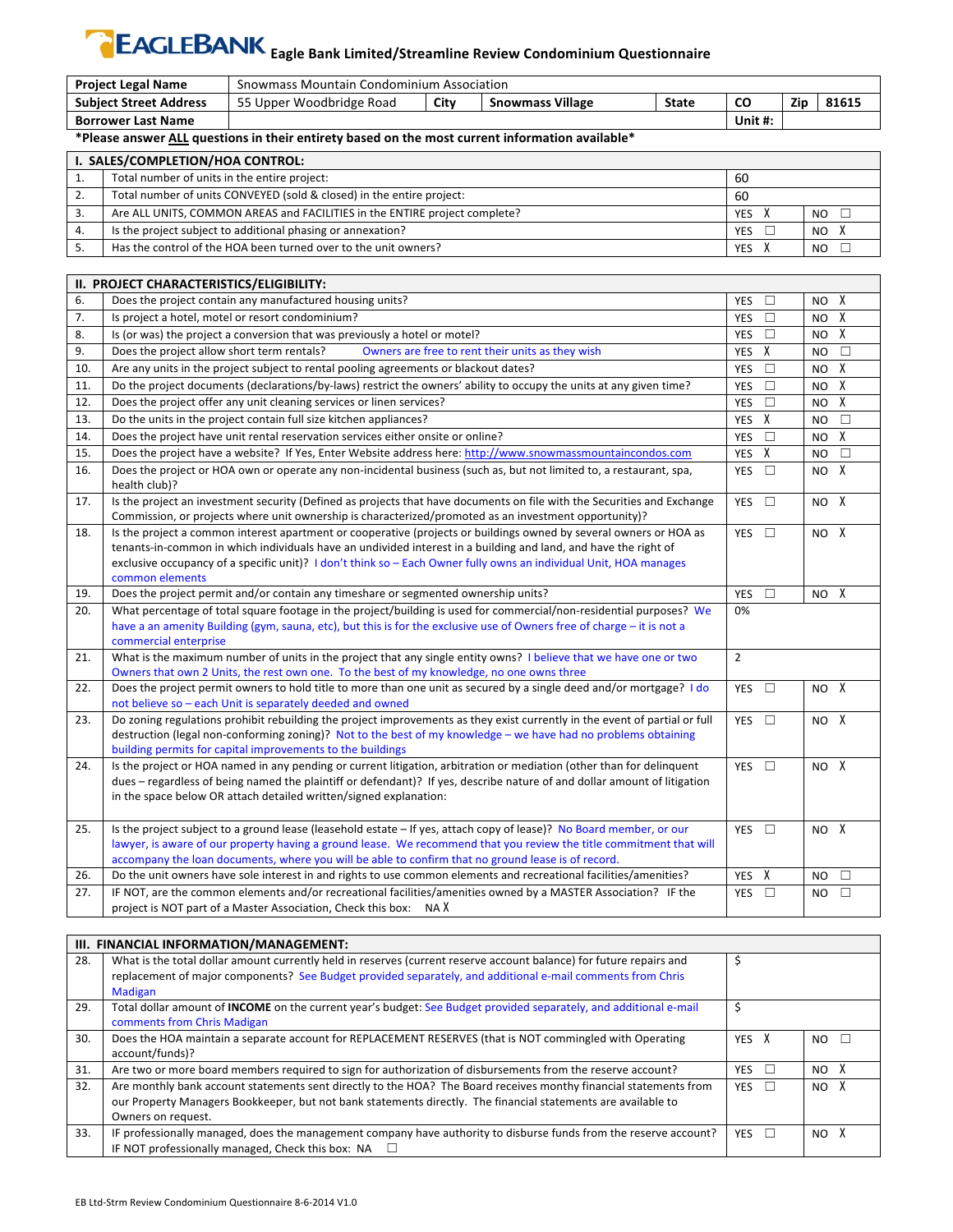# EAGLEBANK Eagle Bank Limited/Streamline Review Condominium Questionnaire

| Project Legal Name | Snowmass Mountain Condominium Association | | | | | | |
|---|---|---|---|---|---|---|---|
| Subject Street Address | 55 Upper Woodbridge Road | City | Snowmass Village | State | CO | Zip | 81615 |
| Borrower Last Name | | | | | Unit #: | | |

*Please answer ALL questions in their entirety based on the most current information available*

| I. SALES/COMPLETION/HOA CONTROL: | | | |
|---|---|---|---|
| 1. | Total number of units in the entire project: | 60 | |
| 2. | Total number of units CONVEYED (sold & closed) in the entire project: | 60 | |
| 3. | Are ALL UNITS, COMMON AREAS and FACILITIES in the ENTIRE project complete? | YES X | NO ☐ |
| 4. | Is the project subject to additional phasing or annexation? | YES ☐ | NO X |
| 5. | Has the control of the HOA been turned over to the unit owners? | YES X | NO ☐ |

| II. PROJECT CHARACTERISTICS/ELIGIBILITY: | | | |
|---|---|---|---|
| 6. | Does the project contain any manufactured housing units? | YES ☐ | NO X |
| 7. | Is project a hotel, motel or resort condominium? | YES ☐ | NO X |
| 8. | Is (or was) the project a conversion that was previously a hotel or motel? | YES ☐ | NO X |
| 9. | Does the project allow short term rentals? Owners are free to rent their units as they wish | YES X | NO ☐ |
| 10. | Are any units in the project subject to rental pooling agreements or blackout dates? | YES ☐ | NO X |
| 11. | Do the project documents (declarations/by-laws) restrict the owners' ability to occupy the units at any given time? | YES ☐ | NO X |
| 12. | Does the project offer any unit cleaning services or linen services? | YES ☐ | NO X |
| 13. | Do the units in the project contain full size kitchen appliances? | YES X | NO ☐ |
| 14. | Does the project have unit rental reservation services either onsite or online? | YES ☐ | NO X |
| 15. | Does the project have a website? If Yes, Enter Website address here: http://www.snowmassmountaincondos.com | YES X | NO ☐ |
| 16. | Does the project or HOA own or operate any non-incidental business (such as, but not limited to, a restaurant, spa, health club)? | YES ☐ | NO X |
| 17. | Is the project an investment security (Defined as projects that have documents on file with the Securities and Exchange Commission, or projects where unit ownership is characterized/promoted as an investment opportunity)? | YES ☐ | NO X |
| 18. | Is the project a common interest apartment or cooperative (projects or buildings owned by several owners or HOA as tenants-in-common in which individuals have an undivided interest in a building and land, and have the right of exclusive occupancy of a specific unit)? I don't think so – Each Owner fully owns an individual Unit, HOA manages common elements | YES ☐ | NO X |
| 19. | Does the project permit and/or contain any timeshare or segmented ownership units? | YES ☐ | NO X |
| 20. | What percentage of total square footage in the project/building is used for commercial/non-residential purposes? We have a an amenity Building (gym, sauna, etc), but this is for the exclusive use of Owners free of charge – it is not a commercial enterprise | 0% | |
| 21. | What is the maximum number of units in the project that any single entity owns? I believe that we have one or two Owners that own 2 Units, the rest own one. To the best of my knowledge, no one owns three | 2 | |
| 22. | Does the project permit owners to hold title to more than one unit as secured by a single deed and/or mortgage? I do not believe so – each Unit is separately deeded and owned | YES ☐ | NO X |
| 23. | Do zoning regulations prohibit rebuilding the project improvements as they exist currently in the event of partial or full destruction (legal non-conforming zoning)? Not to the best of my knowledge – we have had no problems obtaining building permits for capital improvements to the buildings | YES ☐ | NO X |
| 24. | Is the project or HOA named in any pending or current litigation, arbitration or mediation (other than for delinquent dues – regardless of being named the plaintiff or defendant)? If yes, describe nature of and dollar amount of litigation in the space below OR attach detailed written/signed explanation: | YES ☐ | NO X |
| 25. | Is the project subject to a ground lease (leasehold estate – If yes, attach copy of lease)? No Board member, or our lawyer, is aware of our property having a ground lease. We recommend that you review the title commitment that will accompany the loan documents, where you will be able to confirm that no ground lease is of record. | YES ☐ | NO X |
| 26. | Do the unit owners have sole interest in and rights to use common elements and recreational facilities/amenities? | YES X | NO ☐ |
| 27. | IF NOT, are the common elements and/or recreational facilities/amenities owned by a MASTER Association? IF the project is NOT part of a Master Association, Check this box: NA X | YES ☐ | NO ☐ |

| III. FINANCIAL INFORMATION/MANAGEMENT: | | | |
|---|---|---|---|
| 28. | What is the total dollar amount currently held in reserves (current reserve account balance) for future repairs and replacement of major components? See Budget provided separately, and additional e-mail comments from Chris Madigan | $ | |
| 29. | Total dollar amount of **INCOME** on the current year's budget: See Budget provided separately, and additional e-mail comments from Chris Madigan | $ | |
| 30. | Does the HOA maintain a separate account for REPLACEMENT RESERVES (that is NOT commingled with Operating account/funds)? | YES X | NO ☐ |
| 31. | Are two or more board members required to sign for authorization of disbursements from the reserve account? | YES ☐ | NO X |
| 32. | Are monthly bank account statements sent directly to the HOA? The Board receives monthly financial statements from our Property Managers Bookkeeper, but not bank statements directly. The financial statements are available to Owners on request. | YES ☐ | NO X |
| 33. | IF professionally managed, does the management company have authority to disburse funds from the reserve account? IF NOT professionally managed, Check this box: NA ☐ | YES ☐ | NO X |

EB Ltd-Strm Review Condominium Questionnaire 8-6-2014 V1.0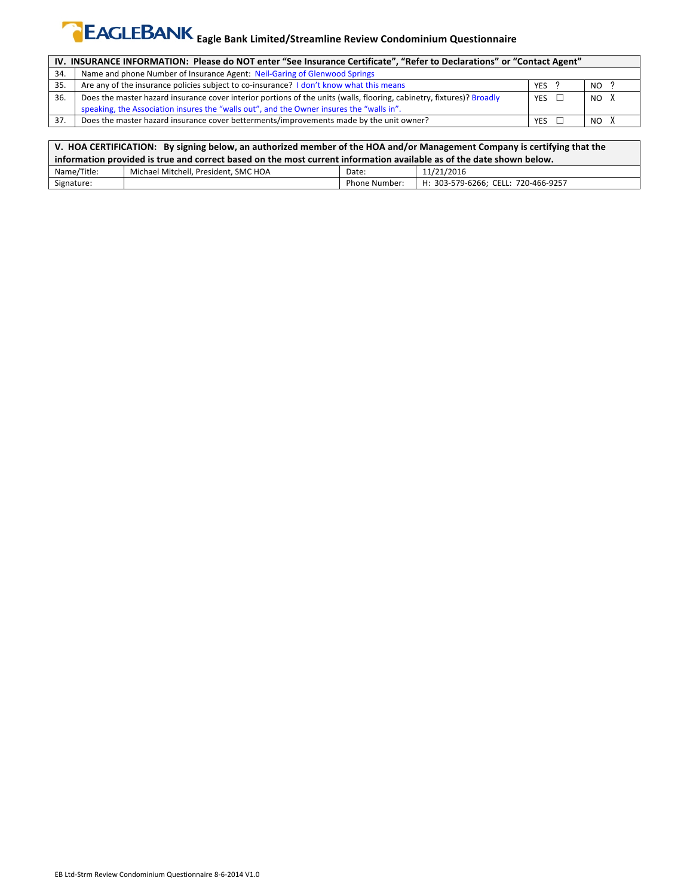# Eagle Bank Limited/Streamline Review Condominium Questionnaire

| IV. INSURANCE INFORMATION: Please do NOT enter "See Insurance Certificate", "Refer to Declarations" or "Contact Agent" | | | |
|---|---|---|---|
| 34. | Name and phone Number of Insurance Agent: Neil-Garing of Glenwood Springs | | |
| 35. | Are any of the insurance policies subject to co-insurance? I don't know what this means | YES ? | NO ? |
| 36. | Does the master hazard insurance cover interior portions of the units (walls, flooring, cabinetry, fixtures)? Broadly speaking, the Association insures the "walls out", and the Owner insures the "walls in". | YES ☐ | NO X |
| 37. | Does the master hazard insurance cover betterments/improvements made by the unit owner? | YES ☐ | NO X |

| V. HOA CERTIFICATION: By signing below, an authorized member of the HOA and/or Management Company is certifying that the information provided is true and correct based on the most current information available as of the date shown below. | | | |
|---|---|---|---|
| Name/Title: | Michael Mitchell, President, SMC HOA | Date: | 11/21/2016 |
| Signature: | | Phone Number: | H: 303-579-6266; CELL: 720-466-9257 |

EB Ltd-Strm Review Condominium Questionnaire 8-6-2014 V1.0